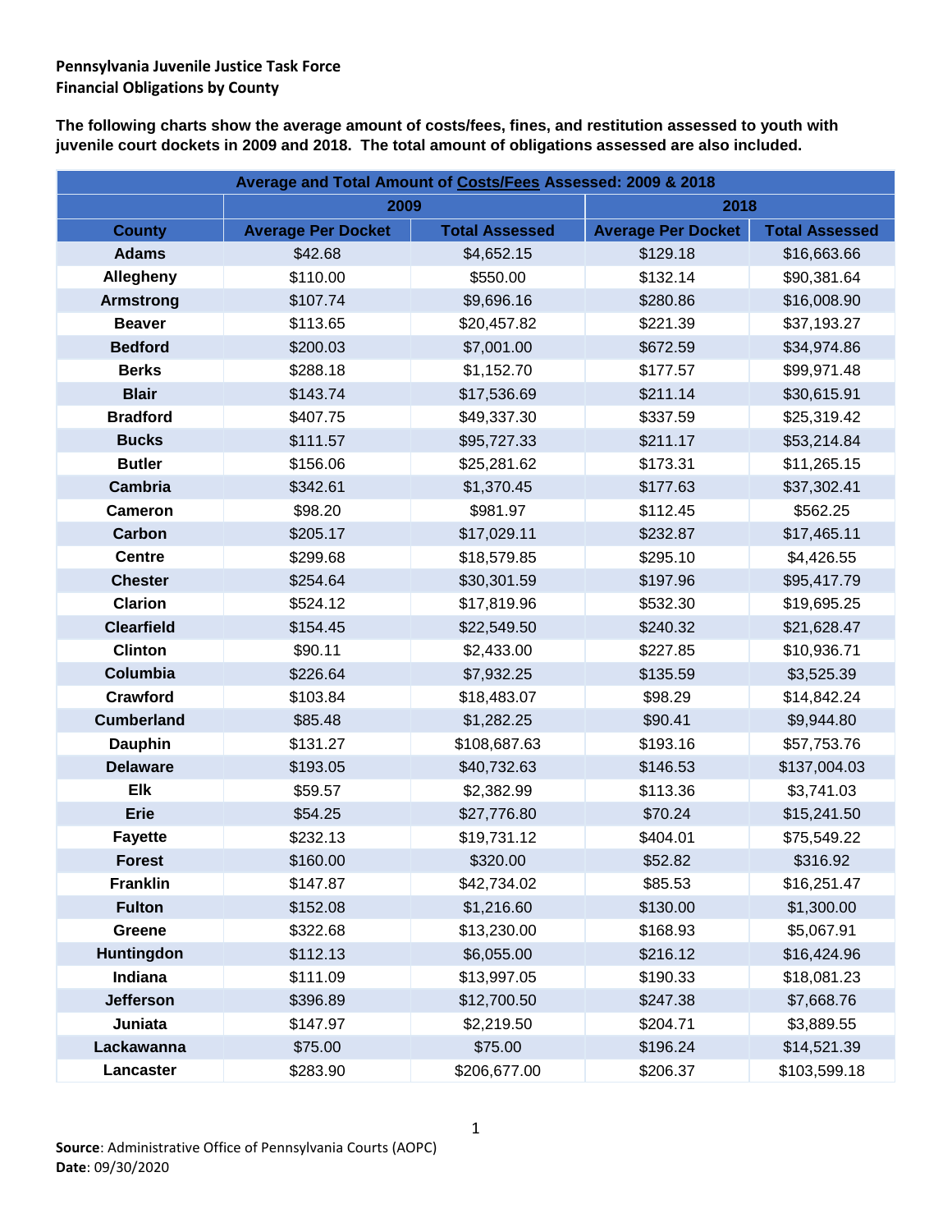**Pennsylvania Juvenile Justice Task Force**
**Financial Obligations by County**

**The following charts show the average amount of costs/fees, fines, and restitution assessed to youth with juvenile court dockets in 2009 and 2018. The total amount of obligations assessed are also included.**

| Average and Total Amount of Costs/Fees Assessed: 2009 & 2018 | | | | |
|---|---|---|---|---|
| | 2009 | | 2018 | |
| County | Average Per Docket | Total Assessed | Average Per Docket | Total Assessed |
| Adams | $42.68 | $4,652.15 | $129.18 | $16,663.66 |
| Allegheny | $110.00 | $550.00 | $132.14 | $90,381.64 |
| Armstrong | $107.74 | $9,696.16 | $280.86 | $16,008.90 |
| Beaver | $113.65 | $20,457.82 | $221.39 | $37,193.27 |
| Bedford | $200.03 | $7,001.00 | $672.59 | $34,974.86 |
| Berks | $288.18 | $1,152.70 | $177.57 | $99,971.48 |
| Blair | $143.74 | $17,536.69 | $211.14 | $30,615.91 |
| Bradford | $407.75 | $49,337.30 | $337.59 | $25,319.42 |
| Bucks | $111.57 | $95,727.33 | $211.17 | $53,214.84 |
| Butler | $156.06 | $25,281.62 | $173.31 | $11,265.15 |
| Cambria | $342.61 | $1,370.45 | $177.63 | $37,302.41 |
| Cameron | $98.20 | $981.97 | $112.45 | $562.25 |
| Carbon | $205.17 | $17,029.11 | $232.87 | $17,465.11 |
| Centre | $299.68 | $18,579.85 | $295.10 | $4,426.55 |
| Chester | $254.64 | $30,301.59 | $197.96 | $95,417.79 |
| Clarion | $524.12 | $17,819.96 | $532.30 | $19,695.25 |
| Clearfield | $154.45 | $22,549.50 | $240.32 | $21,628.47 |
| Clinton | $90.11 | $2,433.00 | $227.85 | $10,936.71 |
| Columbia | $226.64 | $7,932.25 | $135.59 | $3,525.39 |
| Crawford | $103.84 | $18,483.07 | $98.29 | $14,842.24 |
| Cumberland | $85.48 | $1,282.25 | $90.41 | $9,944.80 |
| Dauphin | $131.27 | $108,687.63 | $193.16 | $57,753.76 |
| Delaware | $193.05 | $40,732.63 | $146.53 | $137,004.03 |
| Elk | $59.57 | $2,382.99 | $113.36 | $3,741.03 |
| Erie | $54.25 | $27,776.80 | $70.24 | $15,241.50 |
| Fayette | $232.13 | $19,731.12 | $404.01 | $75,549.22 |
| Forest | $160.00 | $320.00 | $52.82 | $316.92 |
| Franklin | $147.87 | $42,734.02 | $85.53 | $16,251.47 |
| Fulton | $152.08 | $1,216.60 | $130.00 | $1,300.00 |
| Greene | $322.68 | $13,230.00 | $168.93 | $5,067.91 |
| Huntingdon | $112.13 | $6,055.00 | $216.12 | $16,424.96 |
| Indiana | $111.09 | $13,997.05 | $190.33 | $18,081.23 |
| Jefferson | $396.89 | $12,700.50 | $247.38 | $7,668.76 |
| Juniata | $147.97 | $2,219.50 | $204.71 | $3,889.55 |
| Lackawanna | $75.00 | $75.00 | $196.24 | $14,521.39 |
| Lancaster | $283.90 | $206,677.00 | $206.37 | $103,599.18 |

**Source**: Administrative Office of Pennsylvania Courts (AOPC)
**Date**: 09/30/2020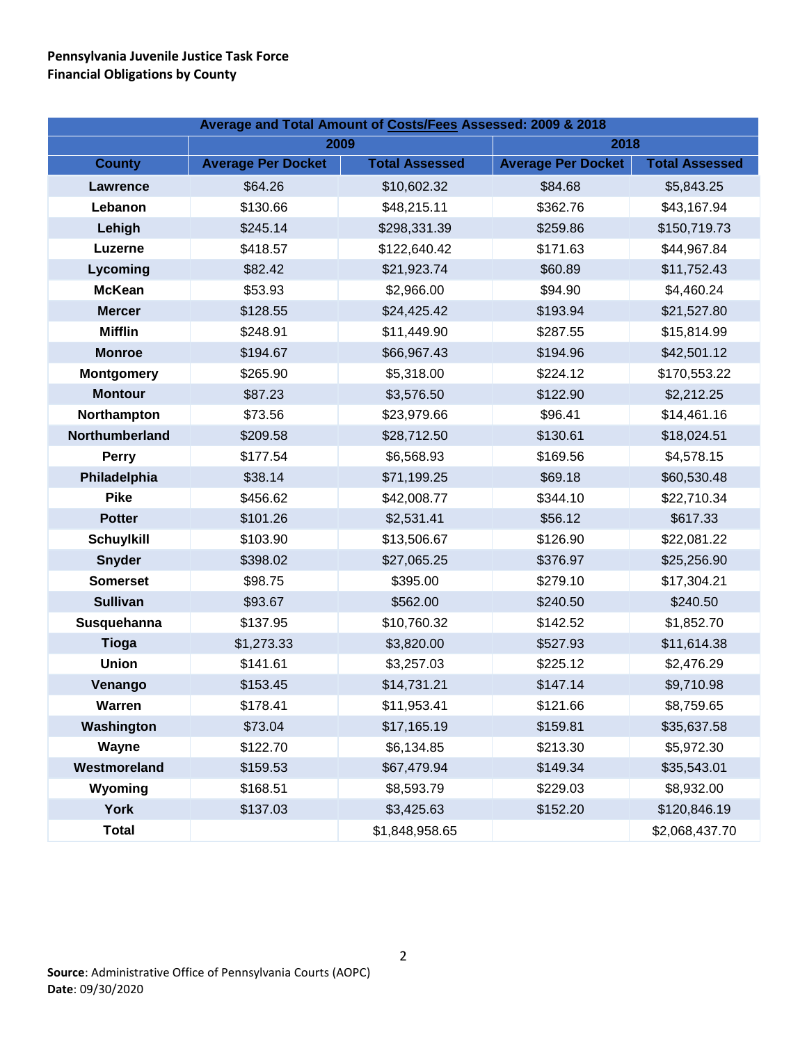**Pennsylvania Juvenile Justice Task Force**
**Financial Obligations by County**

| Average and Total Amount of Costs/Fees Assessed: 2009 & 2018 | | | | |
|---|---|---|---|---|
| | 2009 | | 2018 | |
| **County** | **Average Per Docket** | **Total Assessed** | **Average Per Docket** | **Total Assessed** |
| **Lawrence** | $64.26 | $10,602.32 | $84.68 | $5,843.25 |
| **Lebanon** | $130.66 | $48,215.11 | $362.76 | $43,167.94 |
| **Lehigh** | $245.14 | $298,331.39 | $259.86 | $150,719.73 |
| **Luzerne** | $418.57 | $122,640.42 | $171.63 | $44,967.84 |
| **Lycoming** | $82.42 | $21,923.74 | $60.89 | $11,752.43 |
| **McKean** | $53.93 | $2,966.00 | $94.90 | $4,460.24 |
| **Mercer** | $128.55 | $24,425.42 | $193.94 | $21,527.80 |
| **Mifflin** | $248.91 | $11,449.90 | $287.55 | $15,814.99 |
| **Monroe** | $194.67 | $66,967.43 | $194.96 | $42,501.12 |
| **Montgomery** | $265.90 | $5,318.00 | $224.12 | $170,553.22 |
| **Montour** | $87.23 | $3,576.50 | $122.90 | $2,212.25 |
| **Northampton** | $73.56 | $23,979.66 | $96.41 | $14,461.16 |
| **Northumberland** | $209.58 | $28,712.50 | $130.61 | $18,024.51 |
| **Perry** | $177.54 | $6,568.93 | $169.56 | $4,578.15 |
| **Philadelphia** | $38.14 | $71,199.25 | $69.18 | $60,530.48 |
| **Pike** | $456.62 | $42,008.77 | $344.10 | $22,710.34 |
| **Potter** | $101.26 | $2,531.41 | $56.12 | $617.33 |
| **Schuylkill** | $103.90 | $13,506.67 | $126.90 | $22,081.22 |
| **Snyder** | $398.02 | $27,065.25 | $376.97 | $25,256.90 |
| **Somerset** | $98.75 | $395.00 | $279.10 | $17,304.21 |
| **Sullivan** | $93.67 | $562.00 | $240.50 | $240.50 |
| **Susquehanna** | $137.95 | $10,760.32 | $142.52 | $1,852.70 |
| **Tioga** | $1,273.33 | $3,820.00 | $527.93 | $11,614.38 |
| **Union** | $141.61 | $3,257.03 | $225.12 | $2,476.29 |
| **Venango** | $153.45 | $14,731.21 | $147.14 | $9,710.98 |
| **Warren** | $178.41 | $11,953.41 | $121.66 | $8,759.65 |
| **Washington** | $73.04 | $17,165.19 | $159.81 | $35,637.58 |
| **Wayne** | $122.70 | $6,134.85 | $213.30 | $5,972.30 |
| **Westmoreland** | $159.53 | $67,479.94 | $149.34 | $35,543.01 |
| **Wyoming** | $168.51 | $8,593.79 | $229.03 | $8,932.00 |
| **York** | $137.03 | $3,425.63 | $152.20 | $120,846.19 |
| **Total** | | $1,848,958.65 | | $2,068,437.70 |

**Source**: Administrative Office of Pennsylvania Courts (AOPC)
**Date**: 09/30/2020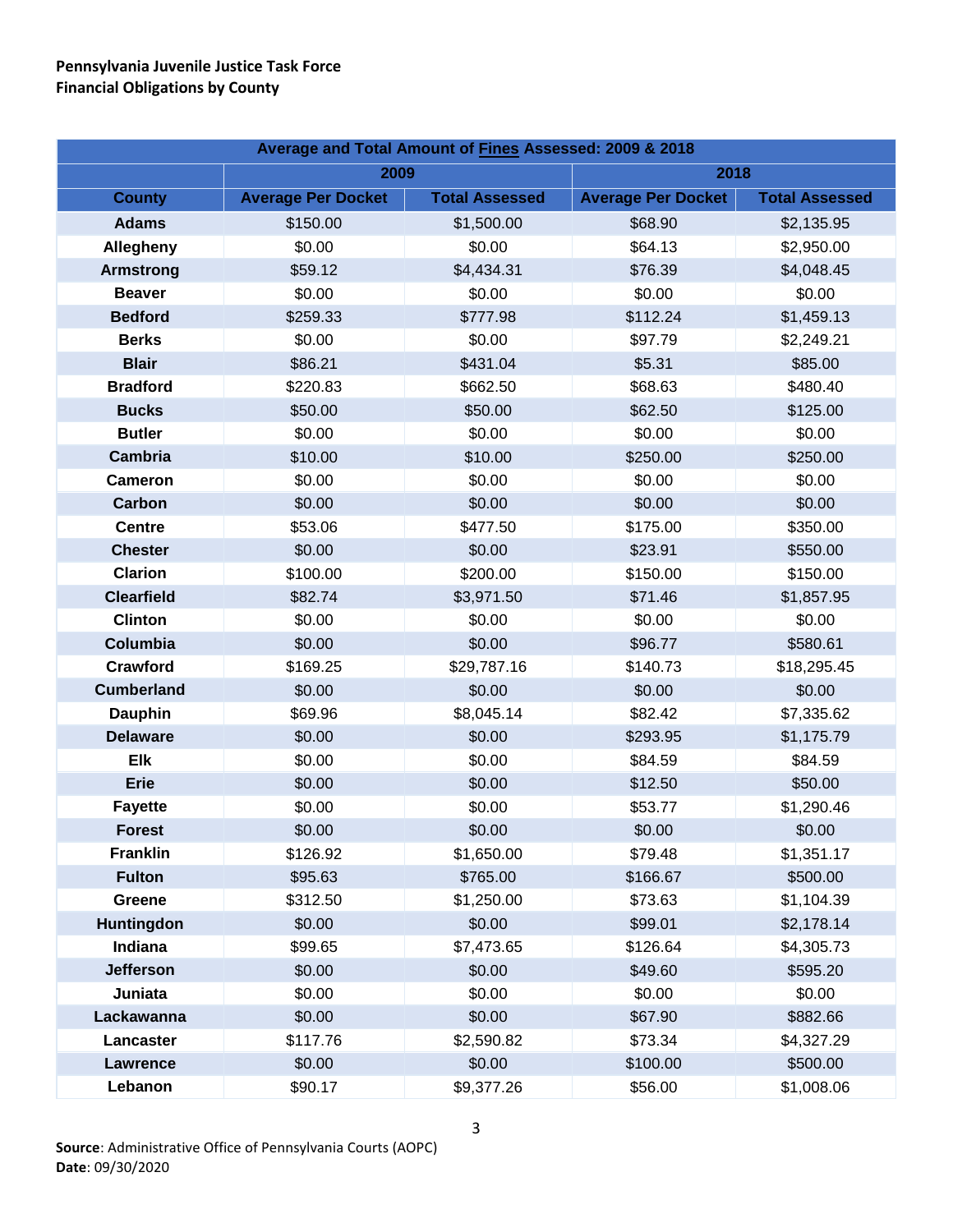**Pennsylvania Juvenile Justice Task Force**
**Financial Obligations by County**

| Average and Total Amount of Fines Assessed: 2009 & 2018 | | | | |
|---|---|---|---|---|
| | 2009 | | 2018 | |
| County | Average Per Docket | Total Assessed | Average Per Docket | Total Assessed |
| Adams | $150.00 | $1,500.00 | $68.90 | $2,135.95 |
| Allegheny | $0.00 | $0.00 | $64.13 | $2,950.00 |
| Armstrong | $59.12 | $4,434.31 | $76.39 | $4,048.45 |
| Beaver | $0.00 | $0.00 | $0.00 | $0.00 |
| Bedford | $259.33 | $777.98 | $112.24 | $1,459.13 |
| Berks | $0.00 | $0.00 | $97.79 | $2,249.21 |
| Blair | $86.21 | $431.04 | $5.31 | $85.00 |
| Bradford | $220.83 | $662.50 | $68.63 | $480.40 |
| Bucks | $50.00 | $50.00 | $62.50 | $125.00 |
| Butler | $0.00 | $0.00 | $0.00 | $0.00 |
| Cambria | $10.00 | $10.00 | $250.00 | $250.00 |
| Cameron | $0.00 | $0.00 | $0.00 | $0.00 |
| Carbon | $0.00 | $0.00 | $0.00 | $0.00 |
| Centre | $53.06 | $477.50 | $175.00 | $350.00 |
| Chester | $0.00 | $0.00 | $23.91 | $550.00 |
| Clarion | $100.00 | $200.00 | $150.00 | $150.00 |
| Clearfield | $82.74 | $3,971.50 | $71.46 | $1,857.95 |
| Clinton | $0.00 | $0.00 | $0.00 | $0.00 |
| Columbia | $0.00 | $0.00 | $96.77 | $580.61 |
| Crawford | $169.25 | $29,787.16 | $140.73 | $18,295.45 |
| Cumberland | $0.00 | $0.00 | $0.00 | $0.00 |
| Dauphin | $69.96 | $8,045.14 | $82.42 | $7,335.62 |
| Delaware | $0.00 | $0.00 | $293.95 | $1,175.79 |
| Elk | $0.00 | $0.00 | $84.59 | $84.59 |
| Erie | $0.00 | $0.00 | $12.50 | $50.00 |
| Fayette | $0.00 | $0.00 | $53.77 | $1,290.46 |
| Forest | $0.00 | $0.00 | $0.00 | $0.00 |
| Franklin | $126.92 | $1,650.00 | $79.48 | $1,351.17 |
| Fulton | $95.63 | $765.00 | $166.67 | $500.00 |
| Greene | $312.50 | $1,250.00 | $73.63 | $1,104.39 |
| Huntingdon | $0.00 | $0.00 | $99.01 | $2,178.14 |
| Indiana | $99.65 | $7,473.65 | $126.64 | $4,305.73 |
| Jefferson | $0.00 | $0.00 | $49.60 | $595.20 |
| Juniata | $0.00 | $0.00 | $0.00 | $0.00 |
| Lackawanna | $0.00 | $0.00 | $67.90 | $882.66 |
| Lancaster | $117.76 | $2,590.82 | $73.34 | $4,327.29 |
| Lawrence | $0.00 | $0.00 | $100.00 | $500.00 |
| Lebanon | $90.17 | $9,377.26 | $56.00 | $1,008.06 |

**Source**: Administrative Office of Pennsylvania Courts (AOPC)
**Date**: 09/30/2020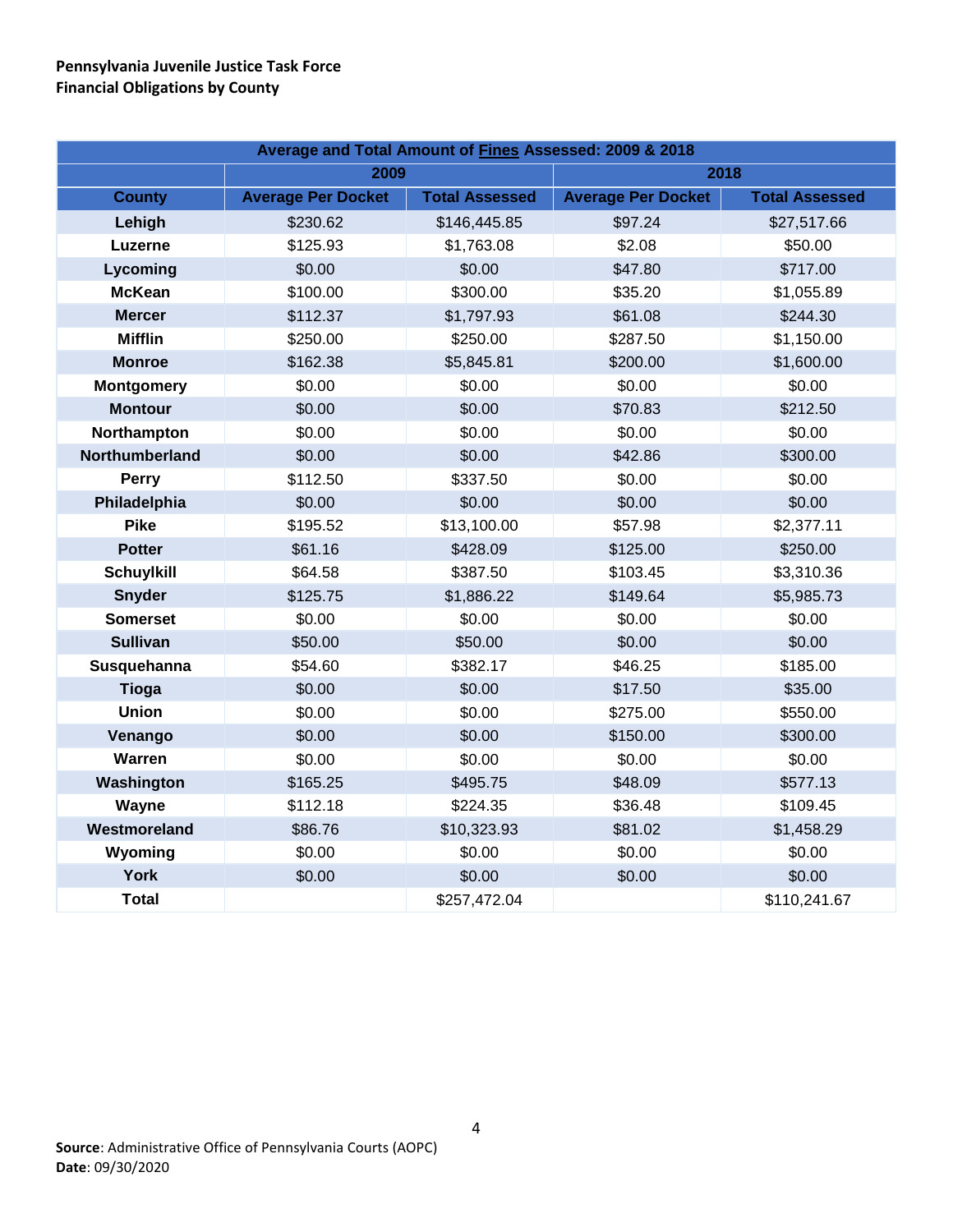**Pennsylvania Juvenile Justice Task Force**
**Financial Obligations by County**

| Average and Total Amount of Fines Assessed: 2009 & 2018 | | | | |
|---|---|---|---|---|
| | 2009 | | 2018 | |
| County | Average Per Docket | Total Assessed | Average Per Docket | Total Assessed |
| Lehigh | $230.62 | $146,445.85 | $97.24 | $27,517.66 |
| Luzerne | $125.93 | $1,763.08 | $2.08 | $50.00 |
| Lycoming | $0.00 | $0.00 | $47.80 | $717.00 |
| McKean | $100.00 | $300.00 | $35.20 | $1,055.89 |
| Mercer | $112.37 | $1,797.93 | $61.08 | $244.30 |
| Mifflin | $250.00 | $250.00 | $287.50 | $1,150.00 |
| Monroe | $162.38 | $5,845.81 | $200.00 | $1,600.00 |
| Montgomery | $0.00 | $0.00 | $0.00 | $0.00 |
| Montour | $0.00 | $0.00 | $70.83 | $212.50 |
| Northampton | $0.00 | $0.00 | $0.00 | $0.00 |
| Northumberland | $0.00 | $0.00 | $42.86 | $300.00 |
| Perry | $112.50 | $337.50 | $0.00 | $0.00 |
| Philadelphia | $0.00 | $0.00 | $0.00 | $0.00 |
| Pike | $195.52 | $13,100.00 | $57.98 | $2,377.11 |
| Potter | $61.16 | $428.09 | $125.00 | $250.00 |
| Schuylkill | $64.58 | $387.50 | $103.45 | $3,310.36 |
| Snyder | $125.75 | $1,886.22 | $149.64 | $5,985.73 |
| Somerset | $0.00 | $0.00 | $0.00 | $0.00 |
| Sullivan | $50.00 | $50.00 | $0.00 | $0.00 |
| Susquehanna | $54.60 | $382.17 | $46.25 | $185.00 |
| Tioga | $0.00 | $0.00 | $17.50 | $35.00 |
| Union | $0.00 | $0.00 | $275.00 | $550.00 |
| Venango | $0.00 | $0.00 | $150.00 | $300.00 |
| Warren | $0.00 | $0.00 | $0.00 | $0.00 |
| Washington | $165.25 | $495.75 | $48.09 | $577.13 |
| Wayne | $112.18 | $224.35 | $36.48 | $109.45 |
| Westmoreland | $86.76 | $10,323.93 | $81.02 | $1,458.29 |
| Wyoming | $0.00 | $0.00 | $0.00 | $0.00 |
| York | $0.00 | $0.00 | $0.00 | $0.00 |
| Total | | $257,472.04 | | $110,241.67 |

**Source**: Administrative Office of Pennsylvania Courts (AOPC)
**Date**: 09/30/2020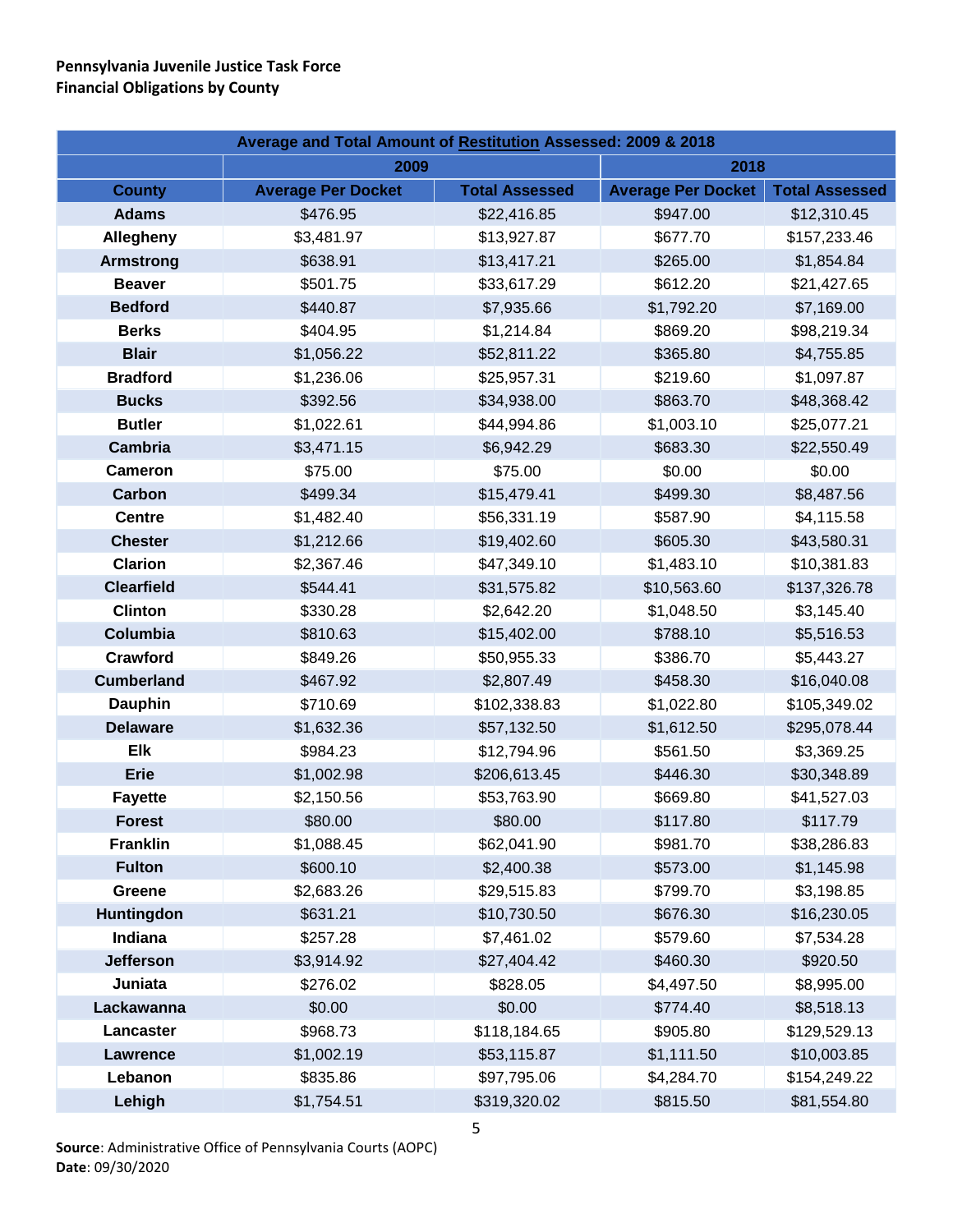**Pennsylvania Juvenile Justice Task Force**
**Financial Obligations by County**

| Average and Total Amount of Restitution Assessed: 2009 & 2018 | | | | |
|---|---|---|---|---|
| | 2009 | | 2018 | |
| County | Average Per Docket | Total Assessed | Average Per Docket | Total Assessed |
| Adams | $476.95 | $22,416.85 | $947.00 | $12,310.45 |
| Allegheny | $3,481.97 | $13,927.87 | $677.70 | $157,233.46 |
| Armstrong | $638.91 | $13,417.21 | $265.00 | $1,854.84 |
| Beaver | $501.75 | $33,617.29 | $612.20 | $21,427.65 |
| Bedford | $440.87 | $7,935.66 | $1,792.20 | $7,169.00 |
| Berks | $404.95 | $1,214.84 | $869.20 | $98,219.34 |
| Blair | $1,056.22 | $52,811.22 | $365.80 | $4,755.85 |
| Bradford | $1,236.06 | $25,957.31 | $219.60 | $1,097.87 |
| Bucks | $392.56 | $34,938.00 | $863.70 | $48,368.42 |
| Butler | $1,022.61 | $44,994.86 | $1,003.10 | $25,077.21 |
| Cambria | $3,471.15 | $6,942.29 | $683.30 | $22,550.49 |
| Cameron | $75.00 | $75.00 | $0.00 | $0.00 |
| Carbon | $499.34 | $15,479.41 | $499.30 | $8,487.56 |
| Centre | $1,482.40 | $56,331.19 | $587.90 | $4,115.58 |
| Chester | $1,212.66 | $19,402.60 | $605.30 | $43,580.31 |
| Clarion | $2,367.46 | $47,349.10 | $1,483.10 | $10,381.83 |
| Clearfield | $544.41 | $31,575.82 | $10,563.60 | $137,326.78 |
| Clinton | $330.28 | $2,642.20 | $1,048.50 | $3,145.40 |
| Columbia | $810.63 | $15,402.00 | $788.10 | $5,516.53 |
| Crawford | $849.26 | $50,955.33 | $386.70 | $5,443.27 |
| Cumberland | $467.92 | $2,807.49 | $458.30 | $16,040.08 |
| Dauphin | $710.69 | $102,338.83 | $1,022.80 | $105,349.02 |
| Delaware | $1,632.36 | $57,132.50 | $1,612.50 | $295,078.44 |
| Elk | $984.23 | $12,794.96 | $561.50 | $3,369.25 |
| Erie | $1,002.98 | $206,613.45 | $446.30 | $30,348.89 |
| Fayette | $2,150.56 | $53,763.90 | $669.80 | $41,527.03 |
| Forest | $80.00 | $80.00 | $117.80 | $117.79 |
| Franklin | $1,088.45 | $62,041.90 | $981.70 | $38,286.83 |
| Fulton | $600.10 | $2,400.38 | $573.00 | $1,145.98 |
| Greene | $2,683.26 | $29,515.83 | $799.70 | $3,198.85 |
| Huntingdon | $631.21 | $10,730.50 | $676.30 | $16,230.05 |
| Indiana | $257.28 | $7,461.02 | $579.60 | $7,534.28 |
| Jefferson | $3,914.92 | $27,404.42 | $460.30 | $920.50 |
| Juniata | $276.02 | $828.05 | $4,497.50 | $8,995.00 |
| Lackawanna | $0.00 | $0.00 | $774.40 | $8,518.13 |
| Lancaster | $968.73 | $118,184.65 | $905.80 | $129,529.13 |
| Lawrence | $1,002.19 | $53,115.87 | $1,111.50 | $10,003.85 |
| Lebanon | $835.86 | $97,795.06 | $4,284.70 | $154,249.22 |
| Lehigh | $1,754.51 | $319,320.02 | $815.50 | $81,554.80 |

**Source**: Administrative Office of Pennsylvania Courts (AOPC)
**Date**: 09/30/2020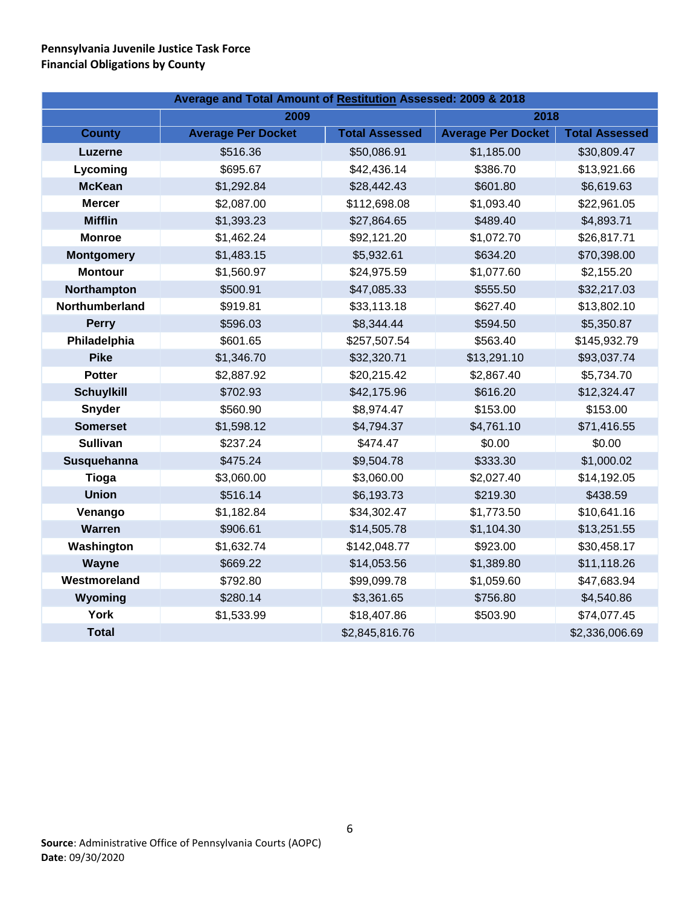**Pennsylvania Juvenile Justice Task Force**
**Financial Obligations by County**

| Average and Total Amount of Restitution Assessed: 2009 & 2018 | | | | |
|---|---|---|---|---|
| | 2009 | | 2018 | |
| County | Average Per Docket | Total Assessed | Average Per Docket | Total Assessed |
| Luzerne | $516.36 | $50,086.91 | $1,185.00 | $30,809.47 |
| Lycoming | $695.67 | $42,436.14 | $386.70 | $13,921.66 |
| McKean | $1,292.84 | $28,442.43 | $601.80 | $6,619.63 |
| Mercer | $2,087.00 | $112,698.08 | $1,093.40 | $22,961.05 |
| Mifflin | $1,393.23 | $27,864.65 | $489.40 | $4,893.71 |
| Monroe | $1,462.24 | $92,121.20 | $1,072.70 | $26,817.71 |
| Montgomery | $1,483.15 | $5,932.61 | $634.20 | $70,398.00 |
| Montour | $1,560.97 | $24,975.59 | $1,077.60 | $2,155.20 |
| Northampton | $500.91 | $47,085.33 | $555.50 | $32,217.03 |
| Northumberland | $919.81 | $33,113.18 | $627.40 | $13,802.10 |
| Perry | $596.03 | $8,344.44 | $594.50 | $5,350.87 |
| Philadelphia | $601.65 | $257,507.54 | $563.40 | $145,932.79 |
| Pike | $1,346.70 | $32,320.71 | $13,291.10 | $93,037.74 |
| Potter | $2,887.92 | $20,215.42 | $2,867.40 | $5,734.70 |
| Schuylkill | $702.93 | $42,175.96 | $616.20 | $12,324.47 |
| Snyder | $560.90 | $8,974.47 | $153.00 | $153.00 |
| Somerset | $1,598.12 | $4,794.37 | $4,761.10 | $71,416.55 |
| Sullivan | $237.24 | $474.47 | $0.00 | $0.00 |
| Susquehanna | $475.24 | $9,504.78 | $333.30 | $1,000.02 |
| Tioga | $3,060.00 | $3,060.00 | $2,027.40 | $14,192.05 |
| Union | $516.14 | $6,193.73 | $219.30 | $438.59 |
| Venango | $1,182.84 | $34,302.47 | $1,773.50 | $10,641.16 |
| Warren | $906.61 | $14,505.78 | $1,104.30 | $13,251.55 |
| Washington | $1,632.74 | $142,048.77 | $923.00 | $30,458.17 |
| Wayne | $669.22 | $14,053.56 | $1,389.80 | $11,118.26 |
| Westmoreland | $792.80 | $99,099.78 | $1,059.60 | $47,683.94 |
| Wyoming | $280.14 | $3,361.65 | $756.80 | $4,540.86 |
| York | $1,533.99 | $18,407.86 | $503.90 | $74,077.45 |
| Total | | $2,845,816.76 | | $2,336,006.69 |

**Source**: Administrative Office of Pennsylvania Courts (AOPC)
**Date**: 09/30/2020